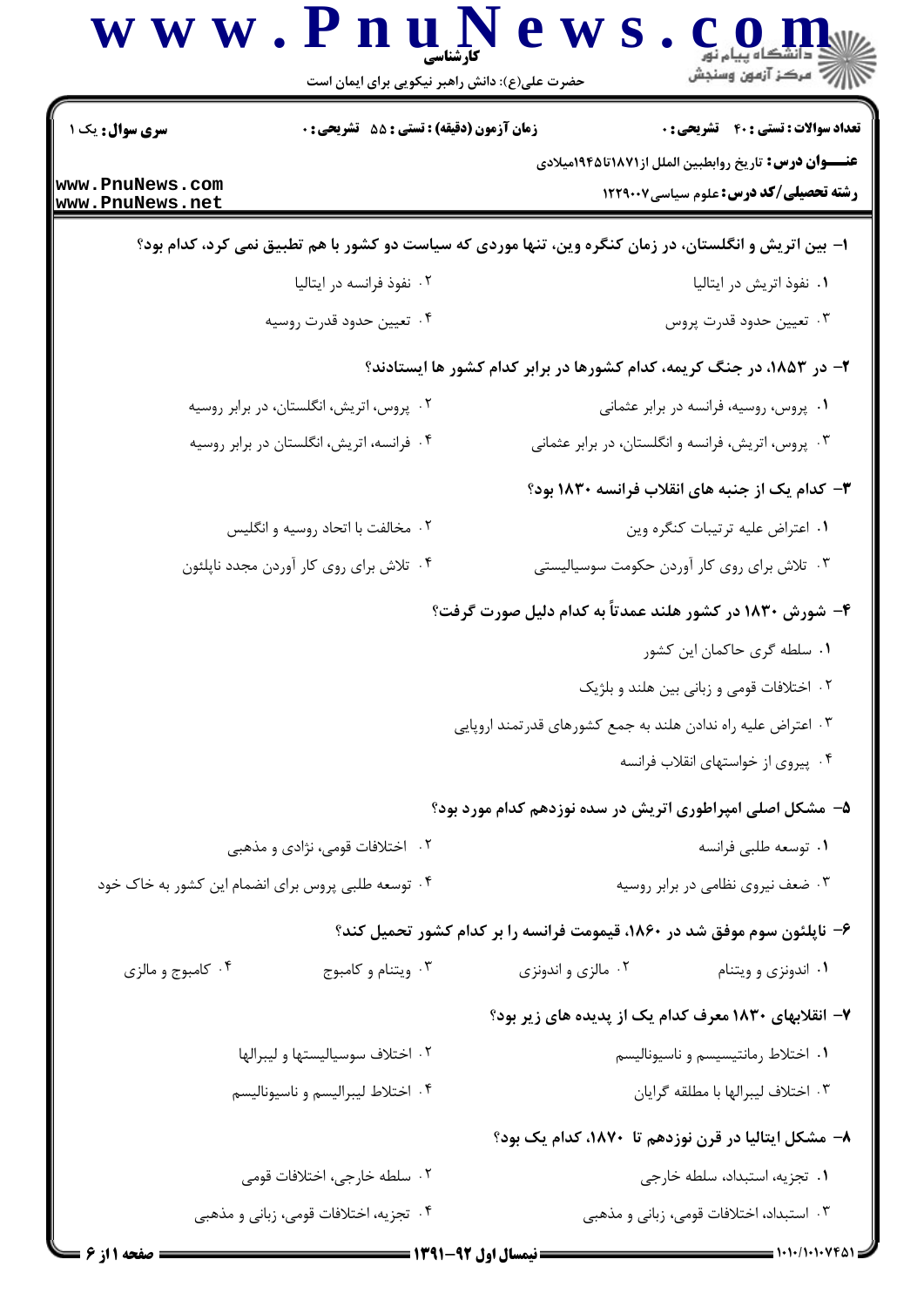**سری سوال:** یک ۱

**زمان آزمون (دقیقه) : تستی : ۵۵ تشریحی : ۰**

**تعداد سوالات : تستی : ۴۰ تشریحی : ۰**

**عنـــوان درس:** تاریخ روابطبین الملل از۱۸۷۱تا۱۹۴۵میلادی

**رشته تحصیلی/کد درس:** علوم سیاسی۱۲۲۹۰۰۷

**۱- بین اتریش و انگلستان، در زمان کنگره وین، تنها موردی که سیاست دو کشور با هم تطبیق نمی کرد، کدام بود؟**

۱. نفوذ اتریش در ایتالیا

۲. نفوذ فرانسه در ایتالیا

۳. تعیین حدود قدرت پروس

۴. تعیین حدود قدرت روسیه

**۲- در ۱۸۵۳، در جنگ کریمه، کدام کشورها در برابر کدام کشور ها ایستادند؟**

۱. پروس، روسیه، فرانسه در برابر عثمانی

۲. پروس، اتریش، انگلستان، در برابر روسیه

۳. پروس، اتریش، فرانسه و انگلستان، در برابر عثمانی

۴. فرانسه، اتریش، انگلستان در برابر روسیه

**۳- کدام یک از جنبه های انقلاب فرانسه ۱۸۳۰ بود؟**

۱. اعتراض علیه ترتیبات کنگره وین

۲. مخالفت با اتحاد روسیه و انگلیس

۳. تلاش برای روی کار آوردن حکومت سوسیالیستی

۴. تلاش برای روی کار آوردن مجدد ناپلئون

**۴- شورش ۱۸۳۰ در کشور هلند عمدتاً به کدام دلیل صورت گرفت؟**

۱. سلطه گری حاکمان این کشور

۲. اختلافات قومی و زبانی بین هلند و بلژیک

۳. اعتراض علیه راه ندادن هلند به جمع کشورهای قدرتمند اروپایی

۴. پیروی از خواستهای انقلاب فرانسه

**۵- مشکل اصلی امپراطوری اتریش در سده نوزدهم کدام مورد بود؟**

۱. توسعه طلبی فرانسه

۲. اختلافات قومی، نژادی و مذهبی

۳. ضعف نیروی نظامی در برابر روسیه

۴. توسعه طلبی پروس برای انضمام این کشور به خاک خود

**۶- ناپلئون سوم موفق شد در ۱۸۶۰، قیمومت فرانسه را بر کدام کشور تحمیل کند؟**

۱. اندونزی و ویتنام

۲. مالزی و اندونزی

۳. ویتنام و کامبوج

۴. کامبوج و مالزی

**۷- انقلابهای ۱۸۳۰ معرف کدام یک از پدیده های زیر بود؟**

۱. اختلاط رمانتیسیسم و ناسیونالیسم

۲. اختلاف سوسیالیستها و لیبرالها

۳. اختلاف لیبرالها با مطلقه گرایان

۴. اختلاط لیبرالیسم و ناسیونالیسم

**۸- مشکل ایتالیا در قرن نوزدهم تا ۱۸۷۰، کدام یک بود؟**

۱. تجزیه، استبداد، سلطه خارجی

۲. سلطه خارجی، اختلافات قومی

۳. استبداد، اختلافات قومی، زبانی و مذهبی

۴. تجزیه، اختلافات قومی، زبانی و مذهبی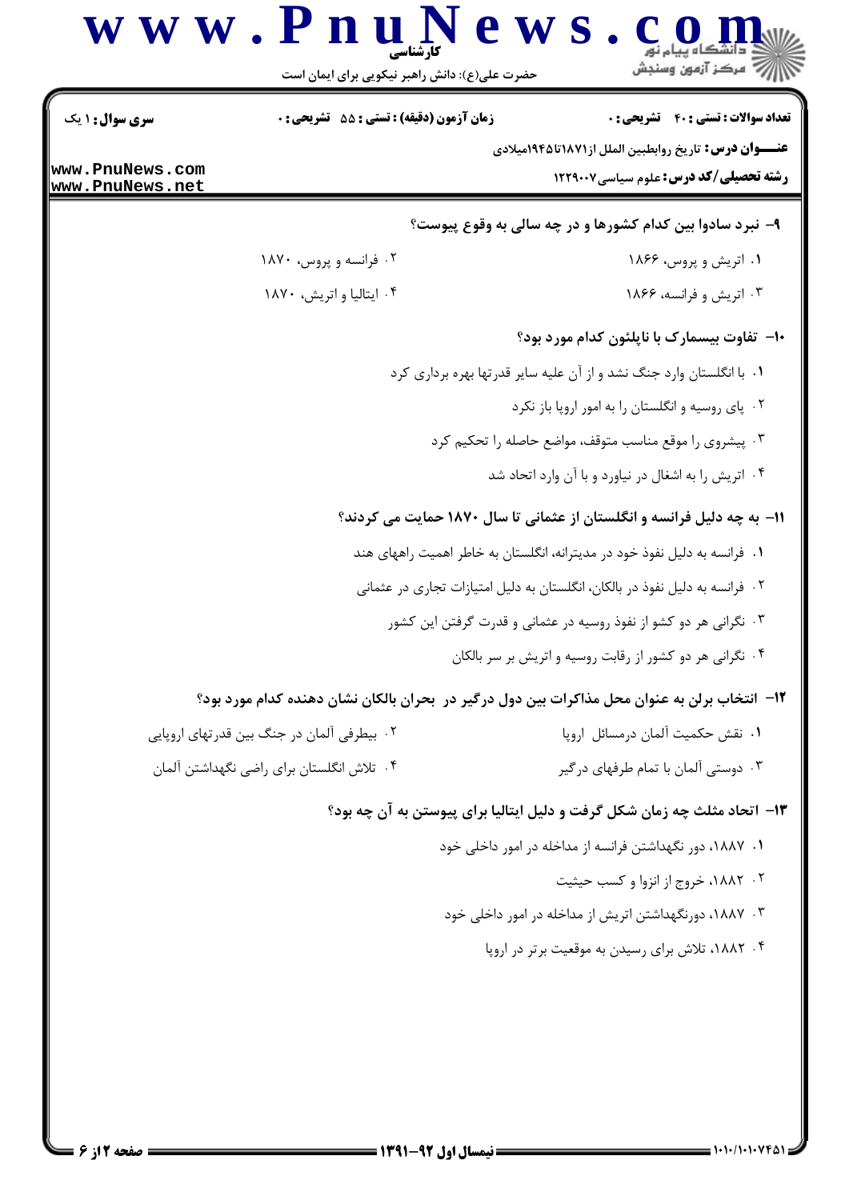**سری سوال:** ۱ یک

**زمان آزمون (دقیقه) : تستی :** ۵۵ **تشریحی :** ۰

**تعداد سوالات : تستی :** ۴۰ **تشریحی :** ۰

**عنـــوان درس:** تاریخ روابطبین الملل از۱۸۷۱تا۱۹۴۵میلادی

**رشته تحصیلی/کد درس:** علوم سیاسی۱۲۲۹۰۰۷

**۹- نبرد سادوا بین کدام کشورها و در چه سالی به وقوع پیوست؟**

۱. اتریش و پروس، ۱۸۶۶

۲. فرانسه و پروس، ۱۸۷۰

۳. اتریش و فرانسه، ۱۸۶۶

۴. ایتالیا و اتریش، ۱۸۷۰

**۱۰- تفاوت بیسمارک با ناپلئون کدام مورد بود؟**

۱. با انگلستان وارد جنگ نشد و از آن علیه سایر قدرتها بهره برداری کرد

۲. پای روسیه و انگلستان را به امور اروپا باز نکرد

۳. پیشروی را موقع مناسب متوقف، مواضع حاصله را تحکیم کرد

۴. اتریش را به اشغال در نیاورد و با آن وارد اتحاد شد

**۱۱- به چه دلیل فرانسه و انگلستان از عثمانی تا سال ۱۸۷۰ حمایت می کردند؟**

۱. فرانسه به دلیل نفوذ خود در مدیترانه، انگلستان به خاطر اهمیت راههای هند

۲. فرانسه به دلیل نفوذ در بالکان، انگلستان به دلیل امتیازات تجاری در عثمانی

۳. نگرانی هر دو کشو از نفوذ روسیه در عثمانی و قدرت گرفتن این کشور

۴. نگرانی هر دو کشور از رقابت روسیه و اتریش بر سر بالکان

**۱۲- انتخاب برلن به عنوان محل مذاکرات بین دول درگیر در بحران بالکان نشان دهنده کدام مورد بود؟**

۱. نقش حکمیت آلمان درمسائل اروپا

۲. بیطرفی آلمان در جنگ بین قدرتهای اروپایی

۳. دوستی آلمان با تمام طرفهای درگیر

۴. تلاش انگلستان برای راضی نگهداشتن آلمان

**۱۳- اتحاد مثلث چه زمان شکل گرفت و دلیل ایتالیا برای پیوستن به آن چه بود؟**

۱. ۱۸۸۷، دور نگهداشتن فرانسه از مداخله در امور داخلی خود

۲. ۱۸۸۲، خروج از انزوا و کسب حیثیت

۳. ۱۸۸۷، دورنگهداشتن اتریش از مداخله در امور داخلی خود

۴. ۱۸۸۲، تلاش برای رسیدن به موقعیت برتر در اروپا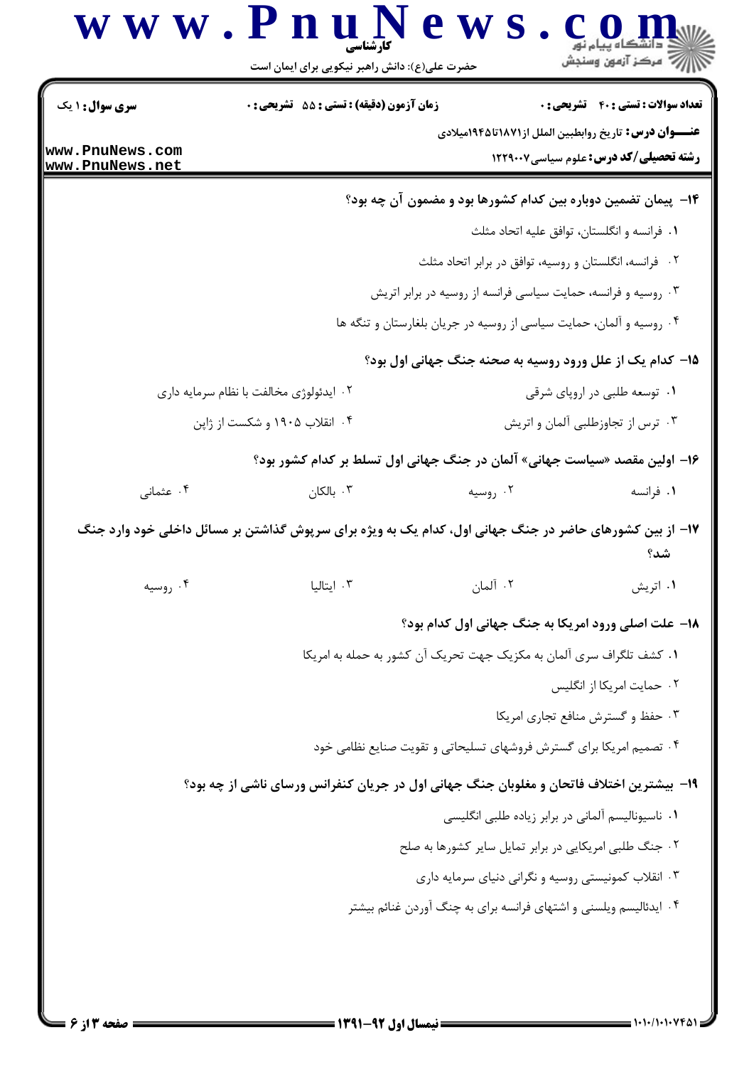**سری سوال:** ۱ یک | **زمان آزمون (دقیقه) : تستی :** ۵۵ **تشریحی :** ۰ | **تعداد سوالات : تستی :** ۴۰ **تشریحی :** ۰

**عنـــوان درس:** تاریخ روابطبین الملل از۱۸۷۱تا۱۹۴۵میلادی

**رشته تحصیلی/کد درس:** علوم سیاسی۱۲۲۹۰۰۷

۱۴- پیمان تضمین دوباره بین کدام کشورها بود و مضمون آن چه بود؟

۱. فرانسه و انگلستان، توافق علیه اتحاد مثلث

۲. فرانسه، انگلستان و روسیه، توافق در برابر اتحاد مثلث

۳. روسیه و فرانسه، حمایت سیاسی فرانسه از روسیه در برابر اتریش

۴. روسیه و آلمان، حمایت سیاسی از روسیه در جریان بلغارستان و تنگه ها

۱۵- کدام یک از علل ورود روسیه به صحنه جنگ جهانی اول بود؟

۱. توسعه طلبی در اروپای شرقی

۲. ایدئولوژی مخالفت با نظام سرمایه داری

۳. ترس از تجاوزطلبی آلمان و اتریش

۴. انقلاب ۱۹۰۵ و شکست از ژاپن

۱۶- اولین مقصد «سیاست جهانی» آلمان در جنگ جهانی اول تسلط بر کدام کشور بود؟

۱. فرانسه

۲. روسیه

۳. بالکان

۴. عثمانی

۱۷- از بین کشورهای حاضر در جنگ جهانی اول، کدام یک به ویژه برای سرپوش گذاشتن بر مسائل داخلی خود وارد جنگ شد؟

۱. اتریش

۲. آلمان

۳. ایتالیا

۴. روسیه

۱۸- علت اصلی ورود امریکا به جنگ جهانی اول کدام بود؟

۱. کشف تلگراف سری آلمان به مکزیک جهت تحریک آن کشور به حمله به امریکا

۲. حمایت امریکا از انگلیس

۳. حفظ و گسترش منافع تجاری امریکا

۴. تصمیم امریکا برای گسترش فروشهای تسلیحاتی و تقویت صنایع نظامی خود

۱۹- بیشترین اختلاف فاتحان و مغلوبان جنگ جهانی اول در جریان کنفرانس ورسای ناشی از چه بود؟

۱. ناسیونالیسم آلمانی در برابر زیاده طلبی انگلیسی

۲. جنگ طلبی امریکایی در برابر تمایل سایر کشورها به صلح

۳. انقلاب کمونیستی روسیه و نگرانی دنیای سرمایه داری

۴. ایدئالیسم ویلسنی و اشتهای فرانسه برای به چنگ آوردن غنائم بیشتر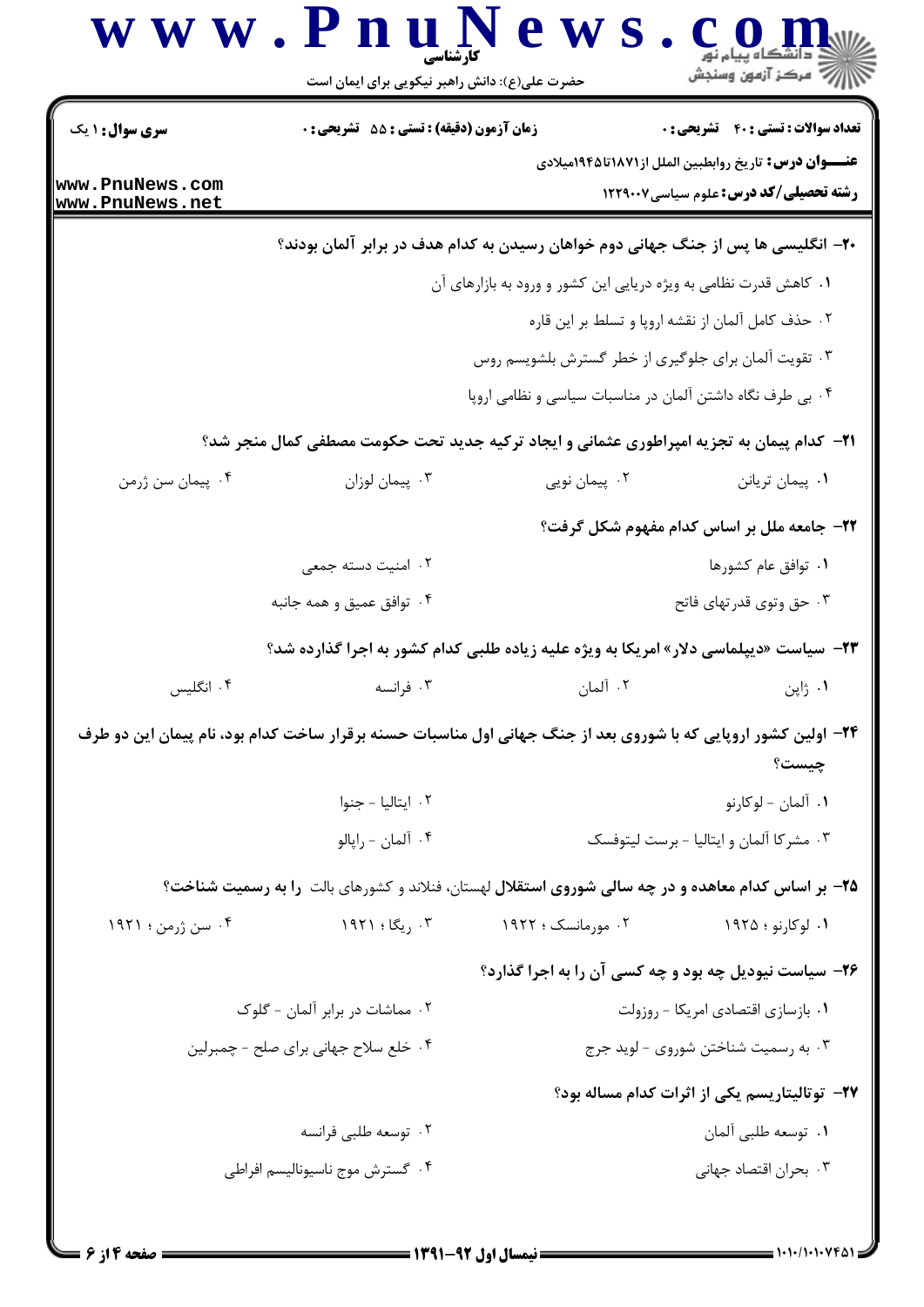**سری سوال:** ۱ یک | **زمان آزمون (دقیقه) : تستی :** ۵۵ **تشریحی :** ۰ | **تعداد سوالات : تستی :** ۴۰ **تشریحی :** ۰

**عنـــوان درس:** تاریخ روابطبین الملل از۱۸۷۱تا۱۹۴۵میلادی

**رشته تحصیلی/کد درس:** علوم سیاسی۱۲۲۹۰۰۷

**۲۰- انگلیسی ها پس از جنگ جهانی دوم خواهان رسیدن به کدام هدف در برابر آلمان بودند؟**

۱. کاهش قدرت نظامی به ویژه دریایی این کشور و ورود به بازارهای آن

۲. حذف کامل آلمان از نقشه اروپا و تسلط بر این قاره

۳. تقویت آلمان برای جلوگیری از خطر گسترش بلشویسم روس

۴. بی طرف نگاه داشتن آلمان در مناسبات سیاسی و نظامی اروپا

**۲۱- کدام پیمان به تجزیه امپراطوری عثمانی و ایجاد ترکیه جدید تحت حکومت مصطفی کمال منجر شد؟**

۱. پیمان تریانن

۲. پیمان نویی

۳. پیمان لوزان

۴. پیمان سن ژرمن

**۲۲- جامعه ملل بر اساس کدام مفهوم شکل گرفت؟**

۱. توافق عام کشورها

۲. امنیت دسته جمعی

۳. حق وتوی قدرتهای فاتح

۴. توافق عمیق و همه جانبه

**۲۳- سیاست «دیپلماسی دلار» امریکا به ویژه علیه زیاده طلبی کدام کشور به اجرا گذارده شد؟**

۱. ژاپن

۲. آلمان

۳. فرانسه

۴. انگلیس

**۲۴- اولین کشور اروپایی که با شوروی بعد از جنگ جهانی اول مناسبات حسنه برقرار ساخت کدام بود، نام پیمان این دو طرف چیست؟**

۱. آلمان - لوکارنو

۲. ایتالیا - جنوا

۳. مشترکا آلمان و ایتالیا - برست لیتوفسک

۴. آلمان - راپالو

**۲۵- بر اساس کدام معاهده و در چه سالی شوروی استقلال** لهستان، فنلاند و کشورهای بالت **را به رسمیت شناخت؟**

۱. لوکارنو ؛ ۱۹۲۵

۲. مورمانسک ؛ ۱۹۲۲

۳. ریگا ؛ ۱۹۲۱

۴. سن ژرمن ؛ ۱۹۲۱

**۲۶- سیاست نیودیل چه بود و چه کسی آن را به اجرا گذارد؟**

۱. بازسازی اقتصادی امریکا - روزولت

۲. مماشات در برابر آلمان - گلوک

۳. به رسمیت شناختن شوروی - لوید جرج

۴. خلع سلاح جهانی برای صلح - چمبرلین

**۲۷- توتالیتاریسم یکی از اثرات کدام مساله بود؟**

۱. توسعه طلبی آلمان

۲. توسعه طلبی فرانسه

۳. بحران اقتصاد جهانی

۴. گسترش موج ناسیونالیسم افراطی

**نیمسال اول ۹۲-۱۳۹۱**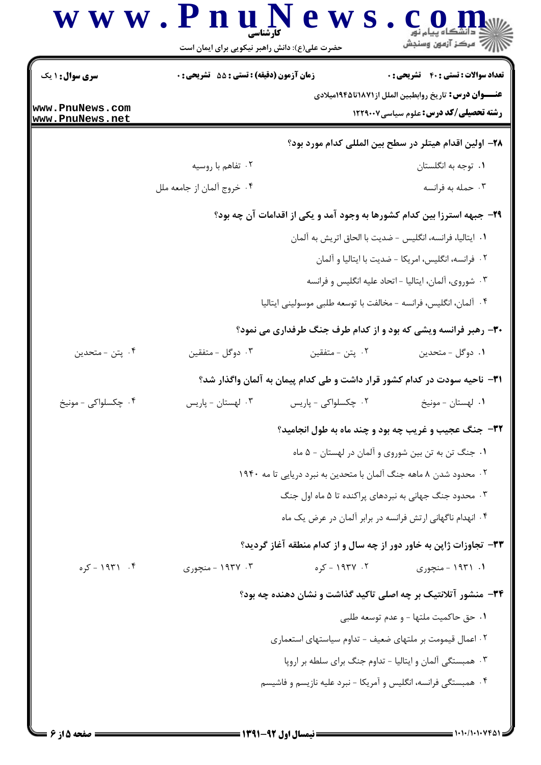**سری سوال:** ۱ یک

**زمان آزمون (دقیقه) : تستی : ۵۵ تشریحی : ۰**

**تعداد سوالات : تستی : ۴۰ تشریحی : ۰**

**عنـــوان درس:** تاریخ روابطبین الملل از۱۸۷۱تا۱۹۴۵میلادی

**رشته تحصیلی/کد درس:** علوم سیاسی۱۲۲۹۰۰۷

**۲۸- اولین اقدام هیتلر در سطح بین المللی کدام مورد بود؟**

۱. توجه به انگلستان

۲. تفاهم با روسیه

۳. حمله به فرانسه

۴. خروج آلمان از جامعه ملل

**۲۹- جبهه استرزا بین کدام کشورها به وجود آمد و یکی از اقدامات آن چه بود؟**

۱. ایتالیا، فرانسه، انگلیس - ضدیت با الحاق اتریش به آلمان

۲. فرانسه، انگلیس، امریکا - ضدیت با ایتالیا و آلمان

۳. شوروی، آلمان، ایتالیا - اتحاد علیه انگلیس و فرانسه

۴. آلمان، انگلیس، فرانسه - مخالفت با توسعه طلبی موسولینی ایتالیا

**۳۰- رهبر فرانسه ویشی که بود و از کدام طرف جنگ طرفداری می نمود؟**

۱. دوگل - متحدین

۲. پتن - متفقین

۳. دوگل - متفقین

۴. پتن - متحدین

**۳۱- ناحیه سودت در کدام کشور قرار داشت و طی کدام پیمان به آلمان واگذار شد؟**

۱. لهستان - مونیخ

۲. چکسلواکی - پاریس

۳. لهستان - پاریس

۴. چکسلواکی - مونیخ

**۳۲- جنگ عجیب و غریب چه بود و چند ماه به طول انجامید؟**

۱. جنگ تن به تن بین شوروی و آلمان در لهستان - ۵ ماه

۲. محدود شدن ۸ ماهه جنگ آلمان با متحدین به نبرد دریایی تا مه ۱۹۴۰

۳. محدود جنگ جهانی به نبردهای پراکنده تا ۵ ماه اول جنگ

۴. انهدام ناگهانی ارتش فرانسه در برابر آلمان در عرض یک ماه

**۳۳- تجاوزات ژاپن به خاور دور از چه سال و از کدام منطقه آغاز گردید؟**

۱. ۱۹۳۱ - منچوری

۲. ۱۹۳۷ - کره

۳. ۱۹۳۷ - منچوری

۴. ۱۹۳۱ - کره

**۳۴- منشور آتلانتیک بر چه اصلی تاکید گذاشت و نشان دهنده چه بود؟**

۱. حق حاکمیت ملتها - و عدم توسعه طلبی

۲. اعمال قیمومت بر ملتهای ضعیف - تداوم سیاستهای استعماری

۳. همبستگی آلمان و ایتالیا - تداوم جنگ برای سلطه بر اروپا

۴. همبستگی فرانسه، انگلیس و آمریکا - نبرد علیه نازیسم و فاشیسم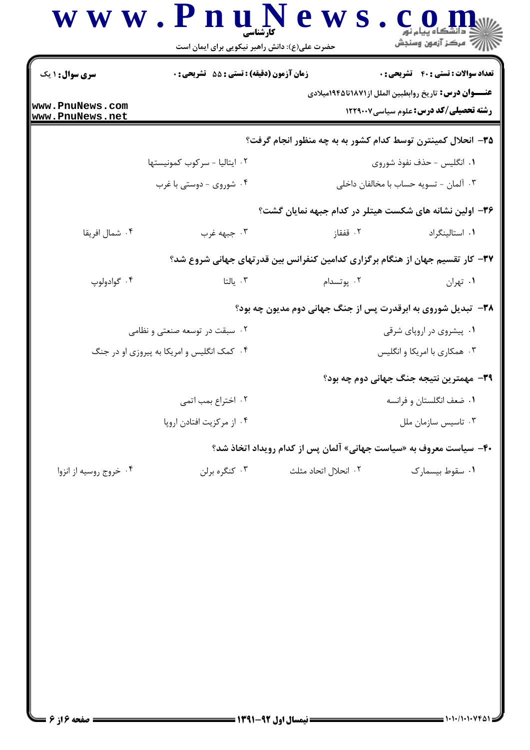۳۵- انحلال کمینترن توسط کدام کشور به چه منظور انجام گرفت؟

۱. انگلیس - حذف نفوذ شوروی

۲. ایتالیا - سرکوب کمونیستها

۳. آلمان - تسویه حساب با مخالفان داخلی

۴. شوروی - دوستی با غرب

۳۶- اولین نشانه های شکست هیتلر در کدام جبهه نمایان گشت؟

۱. استالینگراد

۲. قفقاز

۳. جبهه غرب

۴. شمال افریقا

۳۷- کار تقسیم جهان از هنگام برگزاری کدامین کنفرانس بین قدرتهای جهانی شروع شد؟

۱. تهران

۲. پوتسدام

۳. یالتا

۴. گوادولوپ

۳۸- تبدیل شوروی به ابرقدرت پس از جنگ جهانی دوم مدیون چه بود؟

۱. پیشروی در اروپای شرقی

۲. سبقت در توسعه صنعتی و نظامی

۳. همکاری با امریکا و انگلیس

۴. کمک انگلیس و امریکا به پیروزی او در جنگ

۳۹- مهمترین نتیجه جنگ جهانی دوم چه بود؟

۱. ضعف انگلستان و فرانسه

۲. اختراع بمب اتمی

۳. تاسیس سازمان ملل

۴. از مرکزیت افتادن اروپا

۴۰- سیاست معروف به «سیاست جهانی» آلمان پس از کدام رویداد اتخاذ شد؟

۱. سقوط بیسمارک

۲. انحلال اتحاد مثلث

۳. کنگره برلن

۴. خروج روسیه از انزوا